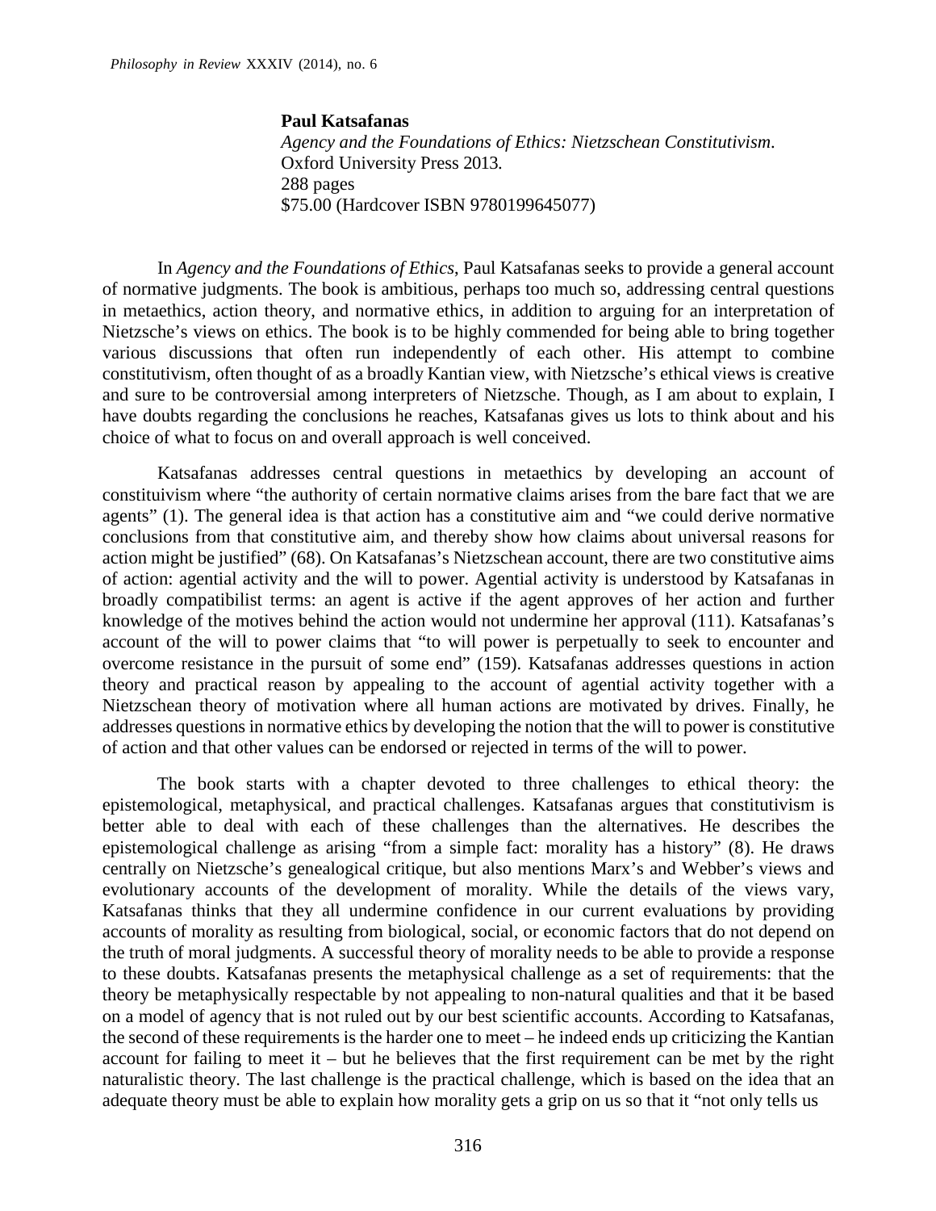**Paul Katsafanas**
*Agency and the Foundations of Ethics: Nietzschean Constitutivism.*
Oxford University Press 2013.
288 pages
$75.00 (Hardcover ISBN 9780199645077)

In *Agency and the Foundations of Ethics*, Paul Katsafanas seeks to provide a general account of normative judgments. The book is ambitious, perhaps too much so, addressing central questions in metaethics, action theory, and normative ethics, in addition to arguing for an interpretation of Nietzsche's views on ethics. The book is to be highly commended for being able to bring together various discussions that often run independently of each other. His attempt to combine constitutivism, often thought of as a broadly Kantian view, with Nietzsche's ethical views is creative and sure to be controversial among interpreters of Nietzsche. Though, as I am about to explain, I have doubts regarding the conclusions he reaches, Katsafanas gives us lots to think about and his choice of what to focus on and overall approach is well conceived.

Katsafanas addresses central questions in metaethics by developing an account of constituivism where "the authority of certain normative claims arises from the bare fact that we are agents" (1). The general idea is that action has a constitutive aim and "we could derive normative conclusions from that constitutive aim, and thereby show how claims about universal reasons for action might be justified" (68). On Katsafanas's Nietzschean account, there are two constitutive aims of action: agential activity and the will to power. Agential activity is understood by Katsafanas in broadly compatibilist terms: an agent is active if the agent approves of her action and further knowledge of the motives behind the action would not undermine her approval (111). Katsafanas's account of the will to power claims that "to will power is perpetually to seek to encounter and overcome resistance in the pursuit of some end" (159). Katsafanas addresses questions in action theory and practical reason by appealing to the account of agential activity together with a Nietzschean theory of motivation where all human actions are motivated by drives. Finally, he addresses questions in normative ethics by developing the notion that the will to power is constitutive of action and that other values can be endorsed or rejected in terms of the will to power.

The book starts with a chapter devoted to three challenges to ethical theory: the epistemological, metaphysical, and practical challenges. Katsafanas argues that constitutivism is better able to deal with each of these challenges than the alternatives. He describes the epistemological challenge as arising "from a simple fact: morality has a history" (8). He draws centrally on Nietzsche's genealogical critique, but also mentions Marx's and Webber's views and evolutionary accounts of the development of morality. While the details of the views vary, Katsafanas thinks that they all undermine confidence in our current evaluations by providing accounts of morality as resulting from biological, social, or economic factors that do not depend on the truth of moral judgments. A successful theory of morality needs to be able to provide a response to these doubts. Katsafanas presents the metaphysical challenge as a set of requirements: that the theory be metaphysically respectable by not appealing to non-natural qualities and that it be based on a model of agency that is not ruled out by our best scientific accounts. According to Katsafanas, the second of these requirements is the harder one to meet – he indeed ends up criticizing the Kantian account for failing to meet it – but he believes that the first requirement can be met by the right naturalistic theory. The last challenge is the practical challenge, which is based on the idea that an adequate theory must be able to explain how morality gets a grip on us so that it "not only tells us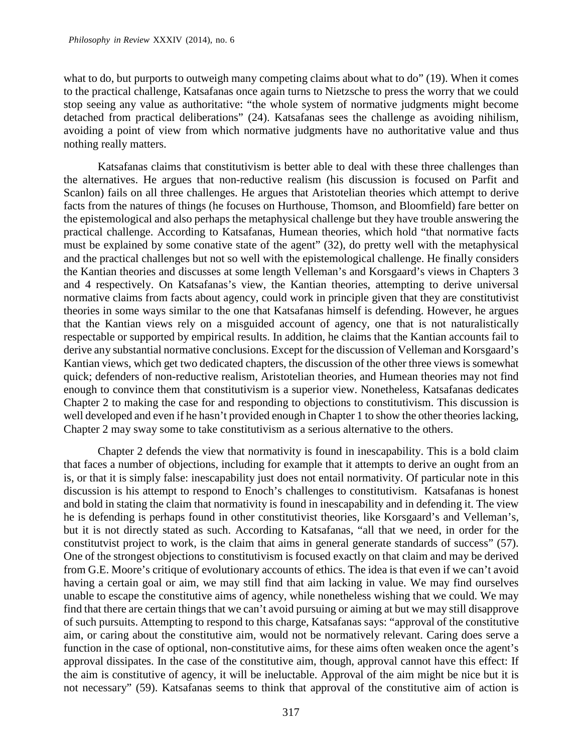what to do, but purports to outweigh many competing claims about what to do" (19). When it comes to the practical challenge, Katsafanas once again turns to Nietzsche to press the worry that we could stop seeing any value as authoritative: "the whole system of normative judgments might become detached from practical deliberations" (24). Katsafanas sees the challenge as avoiding nihilism, avoiding a point of view from which normative judgments have no authoritative value and thus nothing really matters.

Katsafanas claims that constitutivism is better able to deal with these three challenges than the alternatives. He argues that non-reductive realism (his discussion is focused on Parfit and Scanlon) fails on all three challenges. He argues that Aristotelian theories which attempt to derive facts from the natures of things (he focuses on Hurthouse, Thomson, and Bloomfield) fare better on the epistemological and also perhaps the metaphysical challenge but they have trouble answering the practical challenge. According to Katsafanas, Humean theories, which hold "that normative facts must be explained by some conative state of the agent" (32), do pretty well with the metaphysical and the practical challenges but not so well with the epistemological challenge. He finally considers the Kantian theories and discusses at some length Velleman's and Korsgaard's views in Chapters 3 and 4 respectively. On Katsafanas's view, the Kantian theories, attempting to derive universal normative claims from facts about agency, could work in principle given that they are constitutivist theories in some ways similar to the one that Katsafanas himself is defending. However, he argues that the Kantian views rely on a misguided account of agency, one that is not naturalistically respectable or supported by empirical results. In addition, he claims that the Kantian accounts fail to derive any substantial normative conclusions. Except for the discussion of Velleman and Korsgaard's Kantian views, which get two dedicated chapters, the discussion of the other three views is somewhat quick; defenders of non-reductive realism, Aristotelian theories, and Humean theories may not find enough to convince them that constitutivism is a superior view. Nonetheless, Katsafanas dedicates Chapter 2 to making the case for and responding to objections to constitutivism. This discussion is well developed and even if he hasn't provided enough in Chapter 1 to show the other theories lacking, Chapter 2 may sway some to take constitutivism as a serious alternative to the others.

Chapter 2 defends the view that normativity is found in inescapability. This is a bold claim that faces a number of objections, including for example that it attempts to derive an ought from an is, or that it is simply false: inescapability just does not entail normativity. Of particular note in this discussion is his attempt to respond to Enoch's challenges to constitutivism. Katsafanas is honest and bold in stating the claim that normativity is found in inescapability and in defending it. The view he is defending is perhaps found in other constitutivist theories, like Korsgaard's and Velleman's, but it is not directly stated as such. According to Katsafanas, "all that we need, in order for the constitutvist project to work, is the claim that aims in general generate standards of success" (57). One of the strongest objections to constitutivism is focused exactly on that claim and may be derived from G.E. Moore's critique of evolutionary accounts of ethics. The idea is that even if we can't avoid having a certain goal or aim, we may still find that aim lacking in value. We may find ourselves unable to escape the constitutive aims of agency, while nonetheless wishing that we could. We may find that there are certain things that we can't avoid pursuing or aiming at but we may still disapprove of such pursuits. Attempting to respond to this charge, Katsafanas says: "approval of the constitutive aim, or caring about the constitutive aim, would not be normatively relevant. Caring does serve a function in the case of optional, non-constitutive aims, for these aims often weaken once the agent's approval dissipates. In the case of the constitutive aim, though, approval cannot have this effect: If the aim is constitutive of agency, it will be ineluctable. Approval of the aim might be nice but it is not necessary" (59). Katsafanas seems to think that approval of the constitutive aim of action is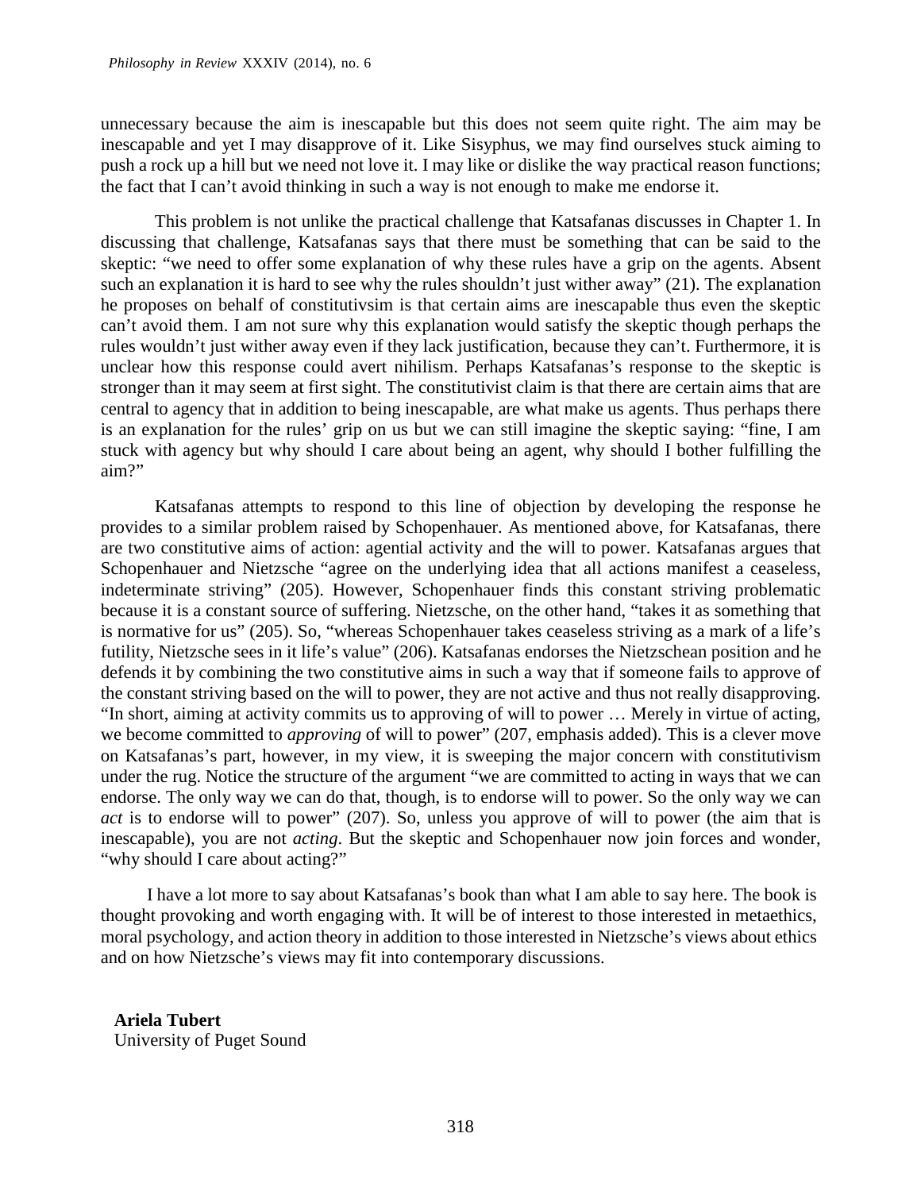unnecessary because the aim is inescapable but this does not seem quite right. The aim may be inescapable and yet I may disapprove of it. Like Sisyphus, we may find ourselves stuck aiming to push a rock up a hill but we need not love it. I may like or dislike the way practical reason functions; the fact that I can't avoid thinking in such a way is not enough to make me endorse it.

This problem is not unlike the practical challenge that Katsafanas discusses in Chapter 1. In discussing that challenge, Katsafanas says that there must be something that can be said to the skeptic: "we need to offer some explanation of why these rules have a grip on the agents. Absent such an explanation it is hard to see why the rules shouldn't just wither away" (21). The explanation he proposes on behalf of constitutivsim is that certain aims are inescapable thus even the skeptic can't avoid them. I am not sure why this explanation would satisfy the skeptic though perhaps the rules wouldn't just wither away even if they lack justification, because they can't. Furthermore, it is unclear how this response could avert nihilism. Perhaps Katsafanas's response to the skeptic is stronger than it may seem at first sight. The constitutivist claim is that there are certain aims that are central to agency that in addition to being inescapable, are what make us agents. Thus perhaps there is an explanation for the rules' grip on us but we can still imagine the skeptic saying: "fine, I am stuck with agency but why should I care about being an agent, why should I bother fulfilling the aim?"

Katsafanas attempts to respond to this line of objection by developing the response he provides to a similar problem raised by Schopenhauer. As mentioned above, for Katsafanas, there are two constitutive aims of action: agential activity and the will to power. Katsafanas argues that Schopenhauer and Nietzsche "agree on the underlying idea that all actions manifest a ceaseless, indeterminate striving" (205). However, Schopenhauer finds this constant striving problematic because it is a constant source of suffering. Nietzsche, on the other hand, "takes it as something that is normative for us" (205). So, "whereas Schopenhauer takes ceaseless striving as a mark of a life's futility, Nietzsche sees in it life's value" (206). Katsafanas endorses the Nietzschean position and he defends it by combining the two constitutive aims in such a way that if someone fails to approve of the constant striving based on the will to power, they are not active and thus not really disapproving. "In short, aiming at activity commits us to approving of will to power … Merely in virtue of acting, we become committed to *approving* of will to power" (207, emphasis added). This is a clever move on Katsafanas's part, however, in my view, it is sweeping the major concern with constitutivism under the rug. Notice the structure of the argument "we are committed to acting in ways that we can endorse. The only way we can do that, though, is to endorse will to power. So the only way we can *act* is to endorse will to power" (207). So, unless you approve of will to power (the aim that is inescapable), you are not *acting*. But the skeptic and Schopenhauer now join forces and wonder, "why should I care about acting?"

I have a lot more to say about Katsafanas's book than what I am able to say here. The book is thought provoking and worth engaging with. It will be of interest to those interested in metaethics, moral psychology, and action theory in addition to those interested in Nietzsche's views about ethics and on how Nietzsche's views may fit into contemporary discussions.

**Ariela Tubert**
University of Puget Sound